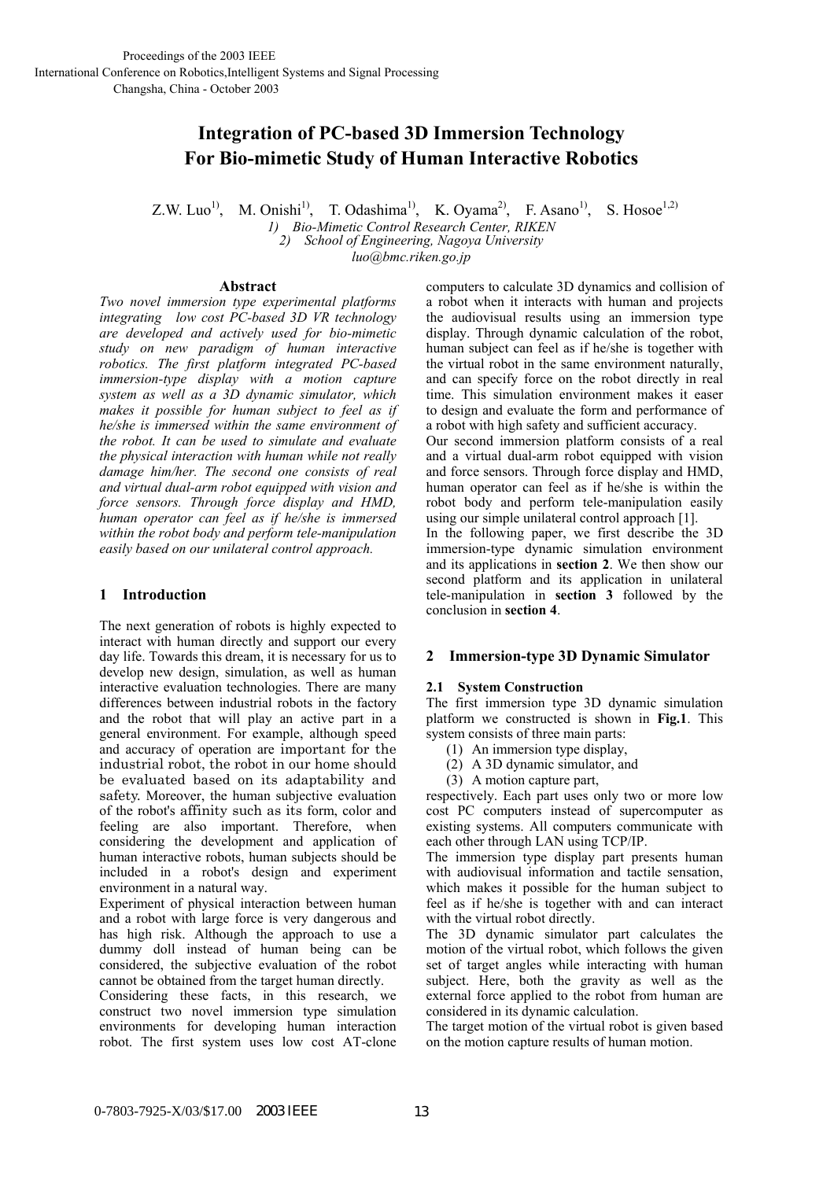# Integration of PC-based 3D Immersion Technology For Bio-mimetic Study of Human Interactive Robotics

Z.W. Luo[1], M. Onishi[1], T. Odashima[1], K. Oyama[2], F. Asano[1], S. Hosoe[1,2]

*1) Bio-Mimetic Control Research Center, RIKEN*
*2) School of Engineering, Nagoya University*
*luo@bmc.riken.go.jp*

## Abstract

*Two novel immersion type experimental platforms integrating low cost PC-based 3D VR technology are developed and actively used for bio-mimetic study on new paradigm of human interactive robotics. The first platform integrated PC-based immersion-type display with a motion capture system as well as a 3D dynamic simulator, which makes it possible for human subject to feel as if he/she is immersed within the same environment of the robot. It can be used to simulate and evaluate the physical interaction with human while not really damage him/her. The second one consists of real and virtual dual-arm robot equipped with vision and force sensors. Through force display and HMD, human operator can feel as if he/she is immersed within the robot body and perform tele-manipulation easily based on our unilateral control approach.*

## 1 Introduction

The next generation of robots is highly expected to interact with human directly and support our every day life. Towards this dream, it is necessary for us to develop new design, simulation, as well as human interactive evaluation technologies. There are many differences between industrial robots in the factory and the robot that will play an active part in a general environment. For example, although speed and accuracy of operation are important for the industrial robot, the robot in our home should be evaluated based on its adaptability and safety. Moreover, the human subjective evaluation of the robot's affinity such as its form, color and feeling are also important. Therefore, when considering the development and application of human interactive robots, human subjects should be included in a robot's design and experiment environment in a natural way.

Experiment of physical interaction between human and a robot with large force is very dangerous and has high risk. Although the approach to use a dummy doll instead of human being can be considered, the subjective evaluation of the robot cannot be obtained from the target human directly.

Considering these facts, in this research, we construct two novel immersion type simulation environments for developing human interaction robot. The first system uses low cost AT-clone computers to calculate 3D dynamics and collision of a robot when it interacts with human and projects the audiovisual results using an immersion type display. Through dynamic calculation of the robot, human subject can feel as if he/she is together with the virtual robot in the same environment naturally, and can specify force on the robot directly in real time. This simulation environment makes it easer to design and evaluate the form and performance of a robot with high safety and sufficient accuracy.

Our second immersion platform consists of a real and a virtual dual-arm robot equipped with vision and force sensors. Through force display and HMD, human operator can feel as if he/she is within the robot body and perform tele-manipulation easily using our simple unilateral control approach [1].

In the following paper, we first describe the 3D immersion-type dynamic simulation environment and its applications in **section 2**. We then show our second platform and its application in unilateral tele-manipulation in **section 3** followed by the conclusion in **section 4**.

## 2 Immersion-type 3D Dynamic Simulator

### 2.1 System Construction

The first immersion type 3D dynamic simulation platform we constructed is shown in **Fig.1**. This system consists of three main parts:

(1) An immersion type display,
(2) A 3D dynamic simulator, and
(3) A motion capture part,

respectively. Each part uses only two or more low cost PC computers instead of supercomputer as existing systems. All computers communicate with each other through LAN using TCP/IP.

The immersion type display part presents human with audiovisual information and tactile sensation, which makes it possible for the human subject to feel as if he/she is together with and can interact with the virtual robot directly.

The 3D dynamic simulator part calculates the motion of the virtual robot, which follows the given set of target angles while interacting with human subject. Here, both the gravity as well as the external force applied to the robot from human are considered in its dynamic calculation.

The target motion of the virtual robot is given based on the motion capture results of human motion.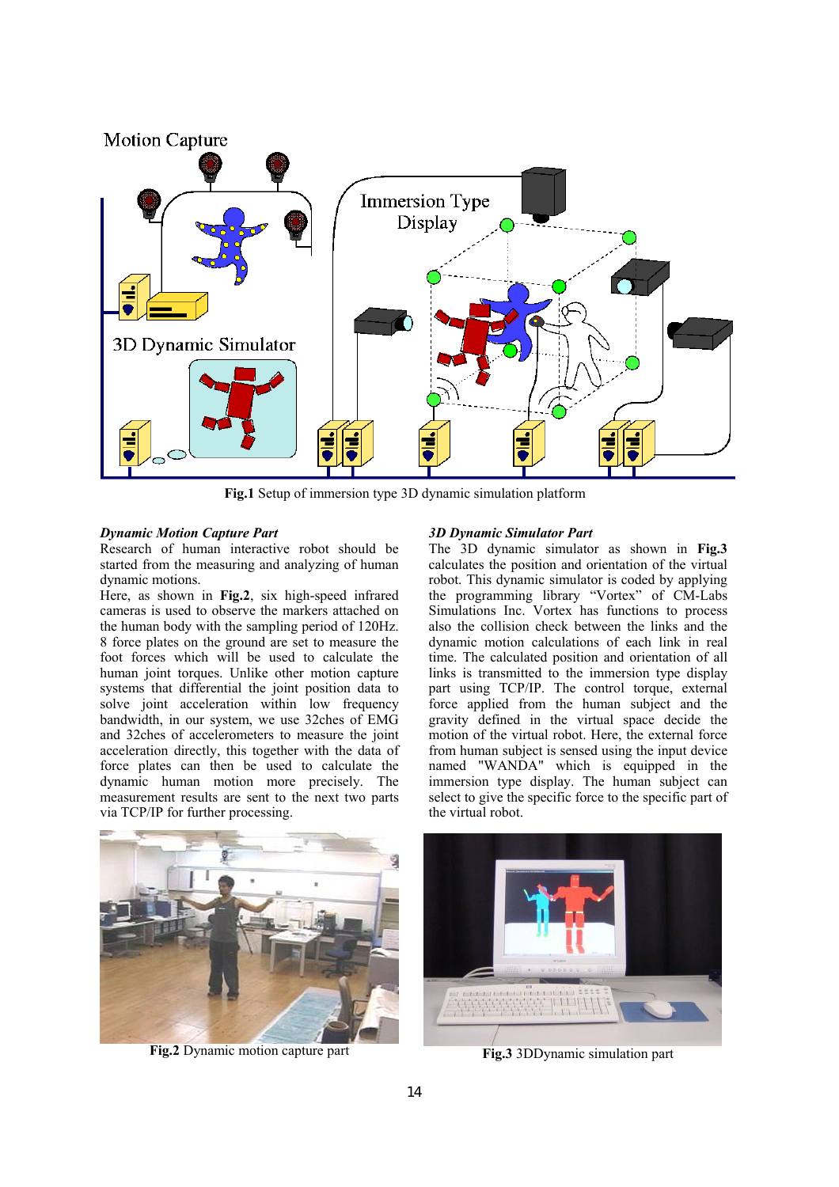Fig.1 Setup of immersion type 3D dynamic simulation platform

***Dynamic Motion Capture Part***

Research of human interactive robot should be started from the measuring and analyzing of human dynamic motions.

Here, as shown in **Fig.2**, six high-speed infrared cameras is used to observe the markers attached on the human body with the sampling period of 120Hz. 8 force plates on the ground are set to measure the foot forces which will be used to calculate the human joint torques. Unlike other motion capture systems that differential the joint position data to solve joint acceleration within low frequency bandwidth, in our system, we use 32ches of EMG and 32ches of accelerometers to measure the joint acceleration directly, this together with the data of force plates can then be used to calculate the dynamic human motion more precisely. The measurement results are sent to the next two parts via TCP/IP for further processing.

***3D Dynamic Simulator Part***

The 3D dynamic simulator as shown in **Fig.3** calculates the position and orientation of the virtual robot. This dynamic simulator is coded by applying the programming library "Vortex" of CM-Labs Simulations Inc. Vortex has functions to process also the collision check between the links and the dynamic motion calculations of each link in real time. The calculated position and orientation of all links is transmitted to the immersion type display part using TCP/IP. The control torque, external force applied from the human subject and the gravity defined in the virtual space decide the motion of the virtual robot. Here, the external force from human subject is sensed using the input device named "WANDA" which is equipped in the immersion type display. The human subject can select to give the specific force to the specific part of the virtual robot.

**Fig.2** Dynamic motion capture part

**Fig.3** 3DDynamic simulation part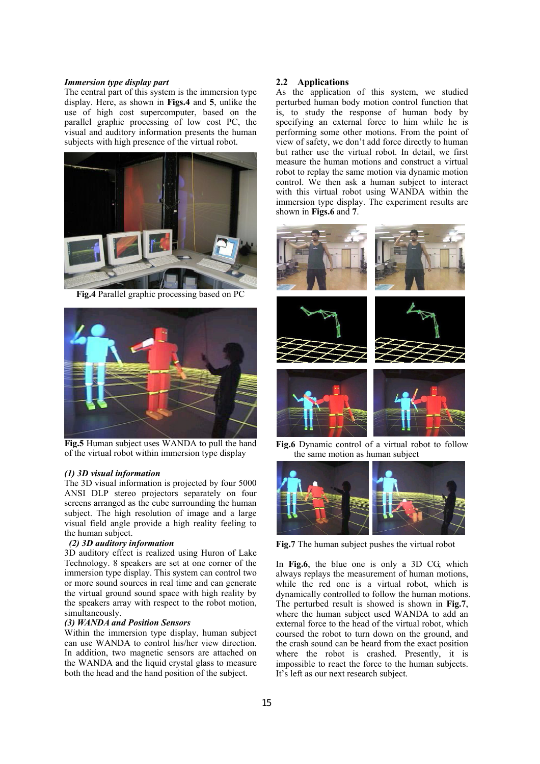*Immersion type display part*

The central part of this system is the immersion type display. Here, as shown in **Figs.4** and **5**, unlike the use of high cost supercomputer, based on the parallel graphic processing of low cost PC, the visual and auditory information presents the human subjects with high presence of the virtual robot.

**Fig.4** Parallel graphic processing based on PC

**Fig.5** Human subject uses WANDA to pull the hand of the virtual robot within immersion type display

*(1) 3D visual information*

The 3D visual information is projected by four 5000 ANSI DLP stereo projectors separately on four screens arranged as the cube surrounding the human subject. The high resolution of image and a large visual field angle provide a high reality feeling to the human subject.

*(2) 3D auditory information*

3D auditory effect is realized using Huron of Lake Technology. 8 speakers are set at one corner of the immersion type display. This system can control two or more sound sources in real time and can generate the virtual ground sound space with high reality by the speakers array with respect to the robot motion, simultaneously.

*(3) WANDA and Position Sensors*

Within the immersion type display, human subject can use WANDA to control his/her view direction. In addition, two magnetic sensors are attached on the WANDA and the liquid crystal glass to measure both the head and the hand position of the subject.

## 2.2 Applications

As the application of this system, we studied perturbed human body motion control function that is, to study the response of human body by specifying an external force to him while he is performing some other motions. From the point of view of safety, we don't add force directly to human but rather use the virtual robot. In detail, we first measure the human motions and construct a virtual robot to replay the same motion via dynamic motion control. We then ask a human subject to interact with this virtual robot using WANDA within the immersion type display. The experiment results are shown in **Figs.6** and **7**.

**Fig.6** Dynamic control of a virtual robot to follow the same motion as human subject

**Fig.7** The human subject pushes the virtual robot

In **Fig.6**, the blue one is only a 3D CG, which always replays the measurement of human motions, while the red one is a virtual robot, which is dynamically controlled to follow the human motions. The perturbed result is showed is shown in **Fig.7**, where the human subject used WANDA to add an external force to the head of the virtual robot, which coursed the robot to turn down on the ground, and the crash sound can be heard from the exact position where the robot is crashed. Presently, it is impossible to react the force to the human subjects. It's left as our next research subject.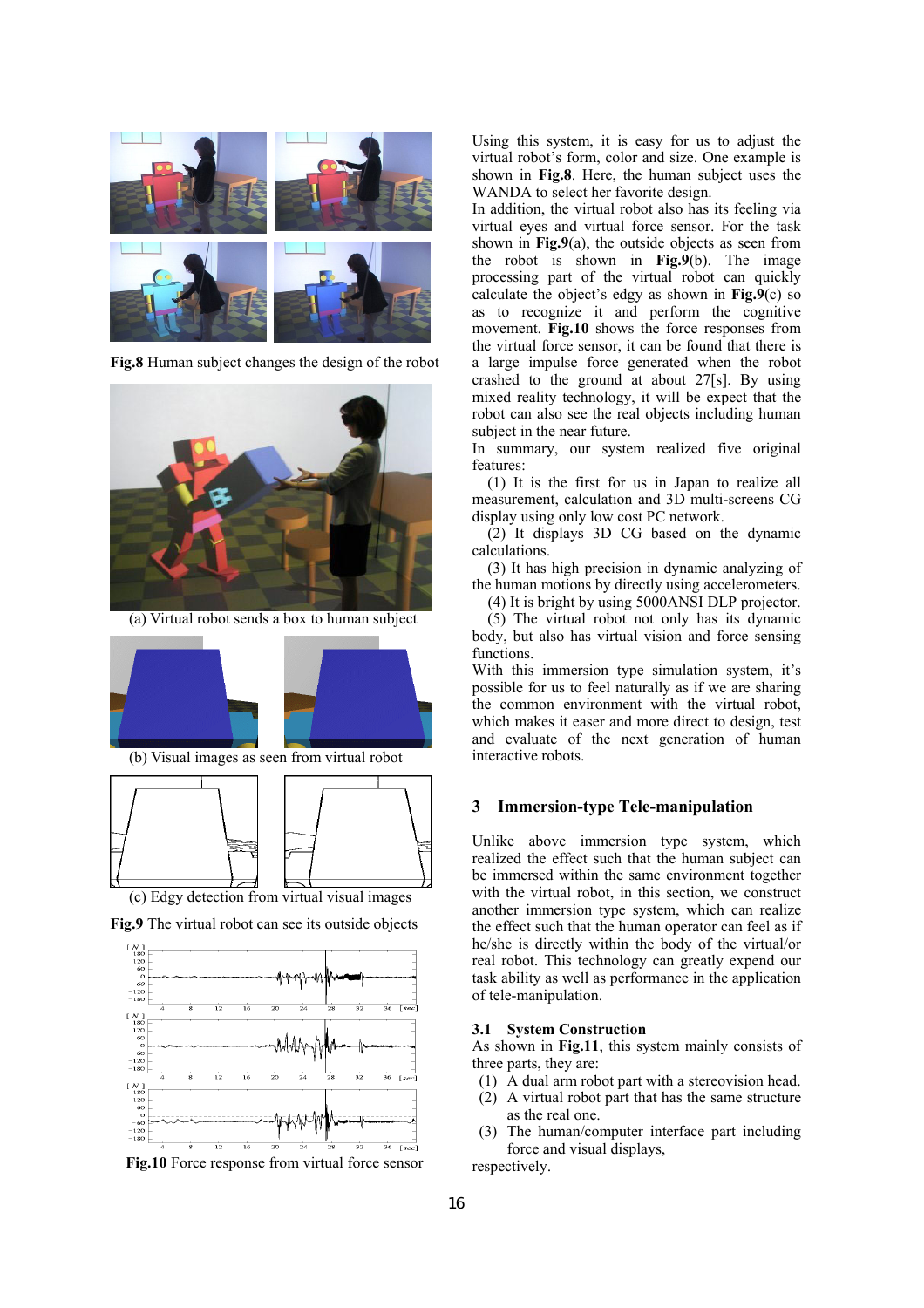Fig.8 Human subject changes the design of the robot

(a) Virtual robot sends a box to human subject

(b) Visual images as seen from virtual robot

(c) Edgy detection from virtual visual images

Fig.9 The virtual robot can see its outside objects

Fig.10 Force response from virtual force sensor

Using this system, it is easy for us to adjust the virtual robot's form, color and size. One example is shown in **Fig.8**. Here, the human subject uses the WANDA to select her favorite design.

In addition, the virtual robot also has its feeling via virtual eyes and virtual force sensor. For the task shown in **Fig.9**(a), the outside objects as seen from the robot is shown in **Fig.9**(b). The image processing part of the virtual robot can quickly calculate the object's edgy as shown in **Fig.9**(c) so as to recognize it and perform the cognitive movement. **Fig.10** shows the force responses from the virtual force sensor, it can be found that there is a large impulse force generated when the robot crashed to the ground at about 27[s]. By using mixed reality technology, it will be expect that the robot can also see the real objects including human subject in the near future.

In summary, our system realized five original features:

(1) It is the first for us in Japan to realize all measurement, calculation and 3D multi-screens CG display using only low cost PC network.

(2) It displays 3D CG based on the dynamic calculations.

(3) It has high precision in dynamic analyzing of the human motions by directly using accelerometers.

(4) It is bright by using 5000ANSI DLP projector.

(5) The virtual robot not only has its dynamic body, but also has virtual vision and force sensing functions.

With this immersion type simulation system, it's possible for us to feel naturally as if we are sharing the common environment with the virtual robot, which makes it easer and more direct to design, test and evaluate of the next generation of human interactive robots.

## 3 Immersion-type Tele-manipulation

Unlike above immersion type system, which realized the effect such that the human subject can be immersed within the same environment together with the virtual robot, in this section, we construct another immersion type system, which can realize the effect such that the human operator can feel as if he/she is directly within the body of the virtual/or real robot. This technology can greatly expend our task ability as well as performance in the application of tele-manipulation.

### 3.1 System Construction

As shown in **Fig.11**, this system mainly consists of three parts, they are:

1. A dual arm robot part with a stereovision head.
2. A virtual robot part that has the same structure as the real one.
3. The human/computer interface part including force and visual displays,

respectively.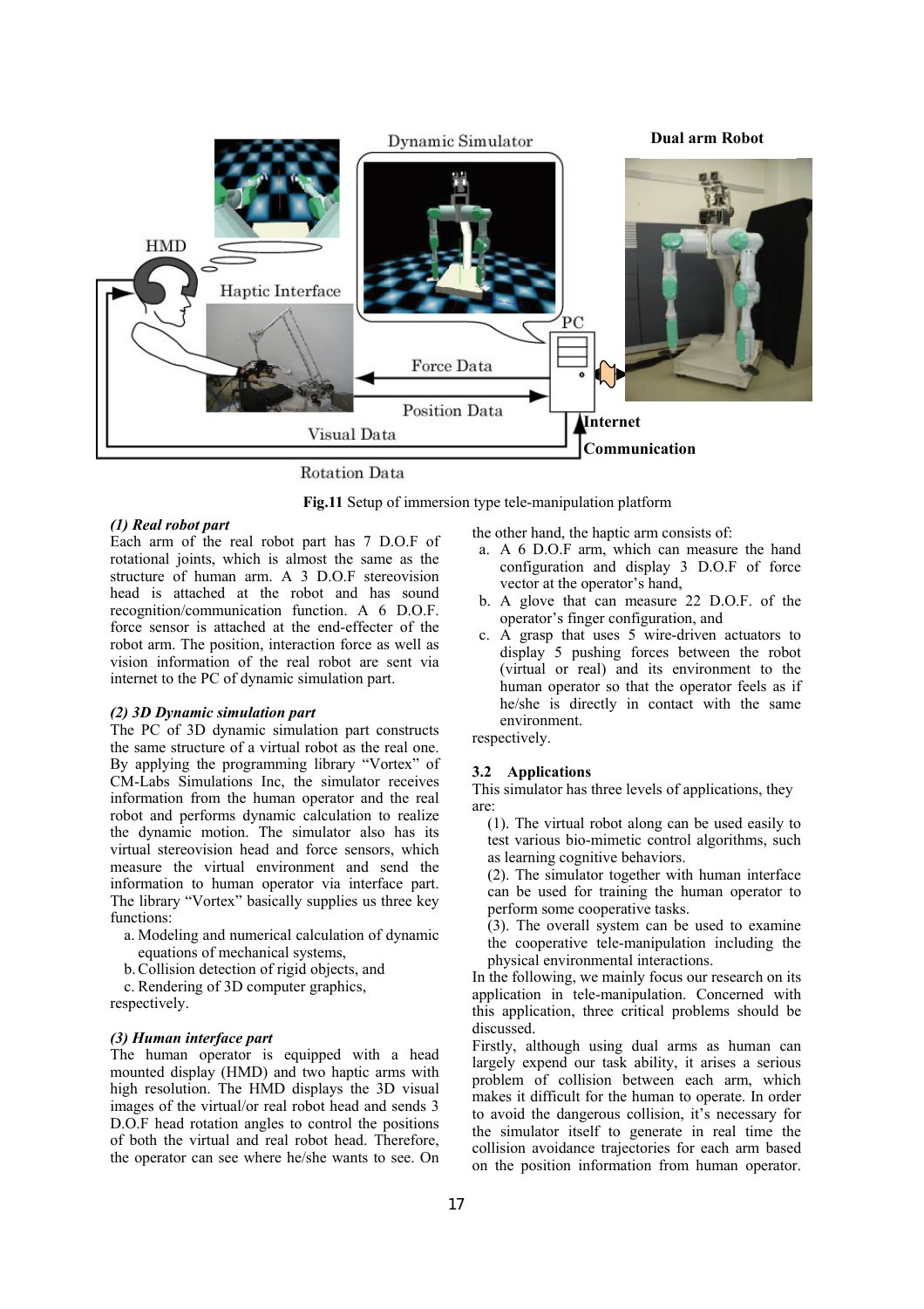**Fig.11** Setup of immersion type tele-manipulation platform

***(1) Real robot part***

Each arm of the real robot part has 7 D.O.F of rotational joints, which is almost the same as the structure of human arm. A 3 D.O.F stereovision head is attached at the robot and has sound recognition/communication function. A 6 D.O.F. force sensor is attached at the end-effecter of the robot arm. The position, interaction force as well as vision information of the real robot are sent via internet to the PC of dynamic simulation part.

***(2) 3D Dynamic simulation part***

The PC of 3D dynamic simulation part constructs the same structure of a virtual robot as the real one. By applying the programming library "Vortex" of CM-Labs Simulations Inc, the simulator receives information from the human operator and the real robot and performs dynamic calculation to realize the dynamic motion. The simulator also has its virtual stereovision head and force sensors, which measure the virtual environment and send the information to human operator via interface part. The library "Vortex" basically supplies us three key functions:

a. Modeling and numerical calculation of dynamic equations of mechanical systems,
b. Collision detection of rigid objects, and
c. Rendering of 3D computer graphics,

respectively.

***(3) Human interface part***

The human operator is equipped with a head mounted display (HMD) and two haptic arms with high resolution. The HMD displays the 3D visual images of the virtual/or real robot head and sends 3 D.O.F head rotation angles to control the positions of both the virtual and real robot head. Therefore, the operator can see where he/she wants to see. On the other hand, the haptic arm consists of:

a. A 6 D.O.F arm, which can measure the hand configuration and display 3 D.O.F of force vector at the operator's hand,
b. A glove that can measure 22 D.O.F. of the operator's finger configuration, and
c. A grasp that uses 5 wire-driven actuators to display 5 pushing forces between the robot (virtual or real) and its environment to the human operator so that the operator feels as if he/she is directly in contact with the same environment.

respectively.

### 3.2 Applications

This simulator has three levels of applications, they are:

(1). The virtual robot along can be used easily to test various bio-mimetic control algorithms, such as learning cognitive behaviors.

(2). The simulator together with human interface can be used for training the human operator to perform some cooperative tasks.

(3). The overall system can be used to examine the cooperative tele-manipulation including the physical environmental interactions.

In the following, we mainly focus our research on its application in tele-manipulation. Concerned with this application, three critical problems should be discussed.

Firstly, although using dual arms as human can largely expend our task ability, it arises a serious problem of collision between each arm, which makes it difficult for the human to operate. In order to avoid the dangerous collision, it's necessary for the simulator itself to generate in real time the collision avoidance trajectories for each arm based on the position information from human operator.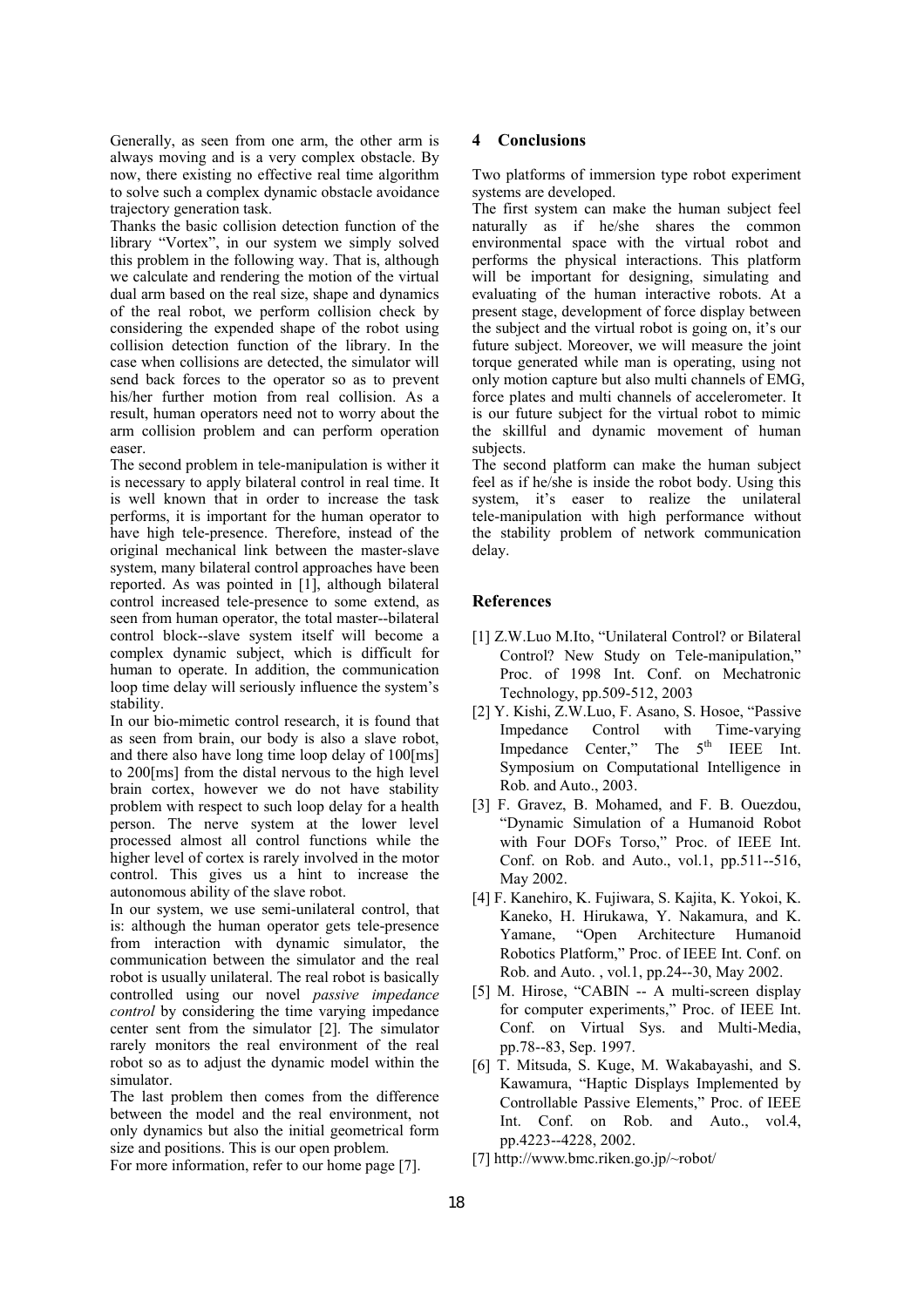Generally, as seen from one arm, the other arm is always moving and is a very complex obstacle. By now, there existing no effective real time algorithm to solve such a complex dynamic obstacle avoidance trajectory generation task.

Thanks the basic collision detection function of the library "Vortex", in our system we simply solved this problem in the following way. That is, although we calculate and rendering the motion of the virtual dual arm based on the real size, shape and dynamics of the real robot, we perform collision check by considering the expended shape of the robot using collision detection function of the library. In the case when collisions are detected, the simulator will send back forces to the operator so as to prevent his/her further motion from real collision. As a result, human operators need not to worry about the arm collision problem and can perform operation easer.

The second problem in tele-manipulation is wither it is necessary to apply bilateral control in real time. It is well known that in order to increase the task performs, it is important for the human operator to have high tele-presence. Therefore, instead of the original mechanical link between the master-slave system, many bilateral control approaches have been reported. As was pointed in [1], although bilateral control increased tele-presence to some extend, as seen from human operator, the total master--bilateral control block--slave system itself will become a complex dynamic subject, which is difficult for human to operate. In addition, the communication loop time delay will seriously influence the system's stability.

In our bio-mimetic control research, it is found that as seen from brain, our body is also a slave robot, and there also have long time loop delay of 100[ms] to 200[ms] from the distal nervous to the high level brain cortex, however we do not have stability problem with respect to such loop delay for a health person. The nerve system at the lower level processed almost all control functions while the higher level of cortex is rarely involved in the motor control. This gives us a hint to increase the autonomous ability of the slave robot.

In our system, we use semi-unilateral control, that is: although the human operator gets tele-presence from interaction with dynamic simulator, the communication between the simulator and the real robot is usually unilateral. The real robot is basically controlled using our novel *passive impedance control* by considering the time varying impedance center sent from the simulator [2]. The simulator rarely monitors the real environment of the real robot so as to adjust the dynamic model within the simulator.

The last problem then comes from the difference between the model and the real environment, not only dynamics but also the initial geometrical form size and positions. This is our open problem.

For more information, refer to our home page [7].

## 4 Conclusions

Two platforms of immersion type robot experiment systems are developed.

The first system can make the human subject feel naturally as if he/she shares the common environmental space with the virtual robot and performs the physical interactions. This platform will be important for designing, simulating and evaluating of the human interactive robots. At a present stage, development of force display between the subject and the virtual robot is going on, it's our future subject. Moreover, we will measure the joint torque generated while man is operating, using not only motion capture but also multi channels of EMG, force plates and multi channels of accelerometer. It is our future subject for the virtual robot to mimic the skillful and dynamic movement of human subjects.

The second platform can make the human subject feel as if he/she is inside the robot body. Using this system, it's easer to realize the unilateral tele-manipulation with high performance without the stability problem of network communication delay.

## References

[1] Z.W.Luo M.Ito, "Unilateral Control? or Bilateral Control? New Study on Tele-manipulation," Proc. of 1998 Int. Conf. on Mechatronic Technology, pp.509-512, 2003

[2] Y. Kishi, Z.W.Luo, F. Asano, S. Hosoe, "Passive Impedance Control with Time-varying Impedance Center," The 5th IEEE Int. Symposium on Computational Intelligence in Rob. and Auto., 2003.

[3] F. Gravez, B. Mohamed, and F. B. Ouezdou, "Dynamic Simulation of a Humanoid Robot with Four DOFs Torso," Proc. of IEEE Int. Conf. on Rob. and Auto., vol.1, pp.511--516, May 2002.

[4] F. Kanehiro, K. Fujiwara, S. Kajita, K. Yokoi, K. Kaneko, H. Hirukawa, Y. Nakamura, and K. Yamane, "Open Architecture Humanoid Robotics Platform," Proc. of IEEE Int. Conf. on Rob. and Auto. , vol.1, pp.24--30, May 2002.

[5] M. Hirose, "CABIN -- A multi-screen display for computer experiments," Proc. of IEEE Int. Conf. on Virtual Sys. and Multi-Media, pp.78--83, Sep. 1997.

[6] T. Mitsuda, S. Kuge, M. Wakabayashi, and S. Kawamura, "Haptic Displays Implemented by Controllable Passive Elements," Proc. of IEEE Int. Conf. on Rob. and Auto., vol.4, pp.4223--4228, 2002.

[7] http://www.bmc.riken.go.jp/~robot/